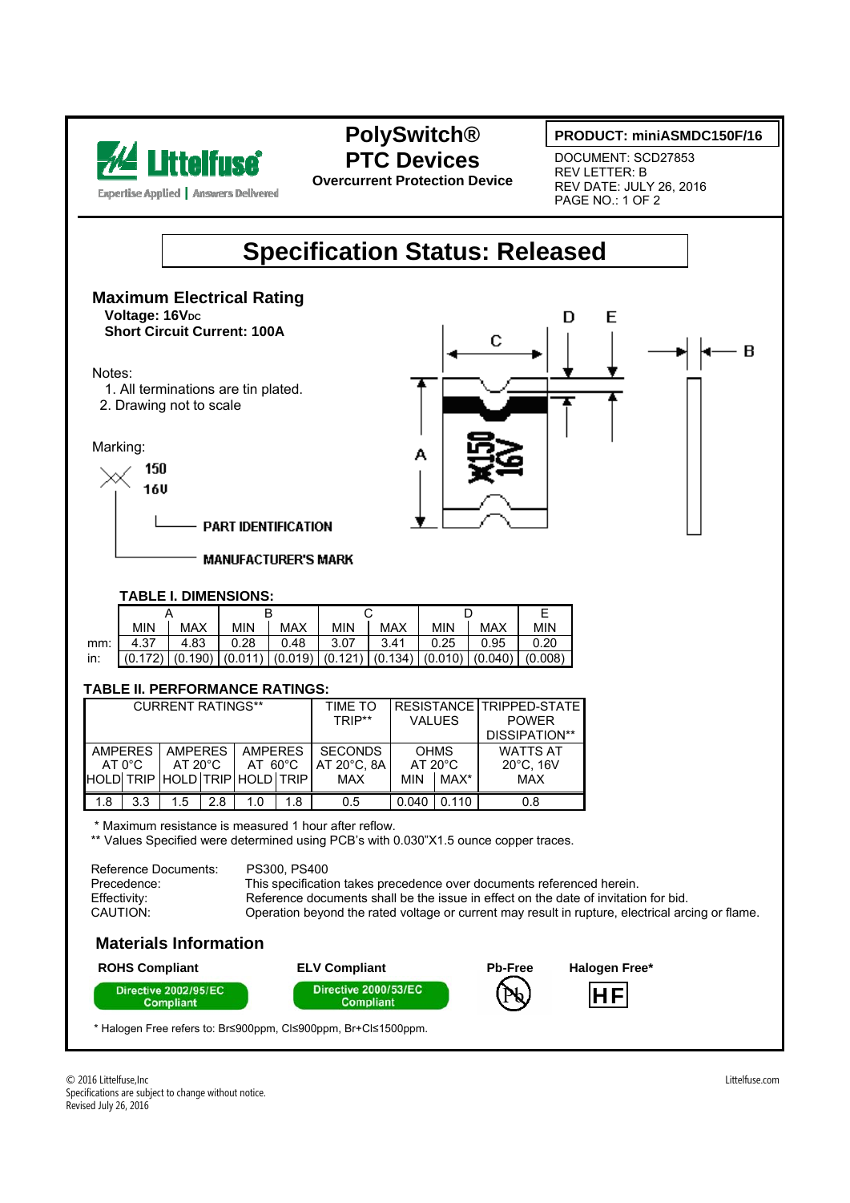Littelfuse
Expertise Applied | Answers Delivered

# PolySwitch® PTC Devices

**Overcurrent Protection Device**

**PRODUCT: miniASMDC150F/16**

DOCUMENT: SCD27853
REV LETTER: B
REV DATE: JULY 26, 2016
PAGE NO.: 1 OF 2

# Specification Status: Released

## Maximum Electrical Rating

**Voltage: 16V$_{DC}$**
**Short Circuit Current: 100A**

Notes:

1. All terminations are tin plated.
2. Drawing not to scale

Marking:

150
16V

PART IDENTIFICATION

MANUFACTURER'S MARK

### TABLE I. DIMENSIONS:

| | A | | B | | C | | D | | E |
|---|---|---|---|---|---|---|---|---|---|
| | MIN | MAX | MIN | MAX | MIN | MAX | MIN | MAX | MIN |
| mm: | 4.37 | 4.83 | 0.28 | 0.48 | 3.07 | 3.41 | 0.25 | 0.95 | 0.20 |
| in: | (0.172) | (0.190) | (0.011) | (0.019) | (0.121) | (0.134) | (0.010) | (0.040) | (0.008) |

### TABLE II. PERFORMANCE RATINGS:

| CURRENT RATINGS** | | | | | | TIME TO TRIP** | RESISTANCE VALUES | | TRIPPED-STATE POWER DISSIPATION** |
|---|---|---|---|---|---|---|---|---|---|
| AMPERES AT 0°C | | AMPERES AT 20°C | | AMPERES AT 60°C | | SECONDS AT 20°C, 8A | OHMS AT 20°C | | WATTS AT 20°C, 16V |
| HOLD | TRIP | HOLD | TRIP | HOLD | TRIP | MAX | MIN | MAX* | MAX |
| 1.8 | 3.3 | 1.5 | 2.8 | 1.0 | 1.8 | 0.5 | 0.040 | 0.110 | 0.8 |

\* Maximum resistance is measured 1 hour after reflow.
** Values Specified were determined using PCB's with 0.030"X1.5 ounce copper traces.

Reference Documents: PS300, PS400
Precedence: This specification takes precedence over documents referenced herein.
Effectivity: Reference documents shall be the issue in effect on the date of invitation for bid.
CAUTION: Operation beyond the rated voltage or current may result in rupture, electrical arcing or flame.

## Materials Information

**ROHS Compliant** — Directive 2002/95/EC Compliant

**ELV Compliant** — Directive 2000/53/EC Compliant

**Pb-Free**

**Halogen Free*** — HF

\* Halogen Free refers to: Br≤900ppm, Cl≤900ppm, Br+Cl≤1500ppm.

© 2016 Littelfuse,Inc
Specifications are subject to change without notice.
Revised July 26, 2016

Littelfuse.com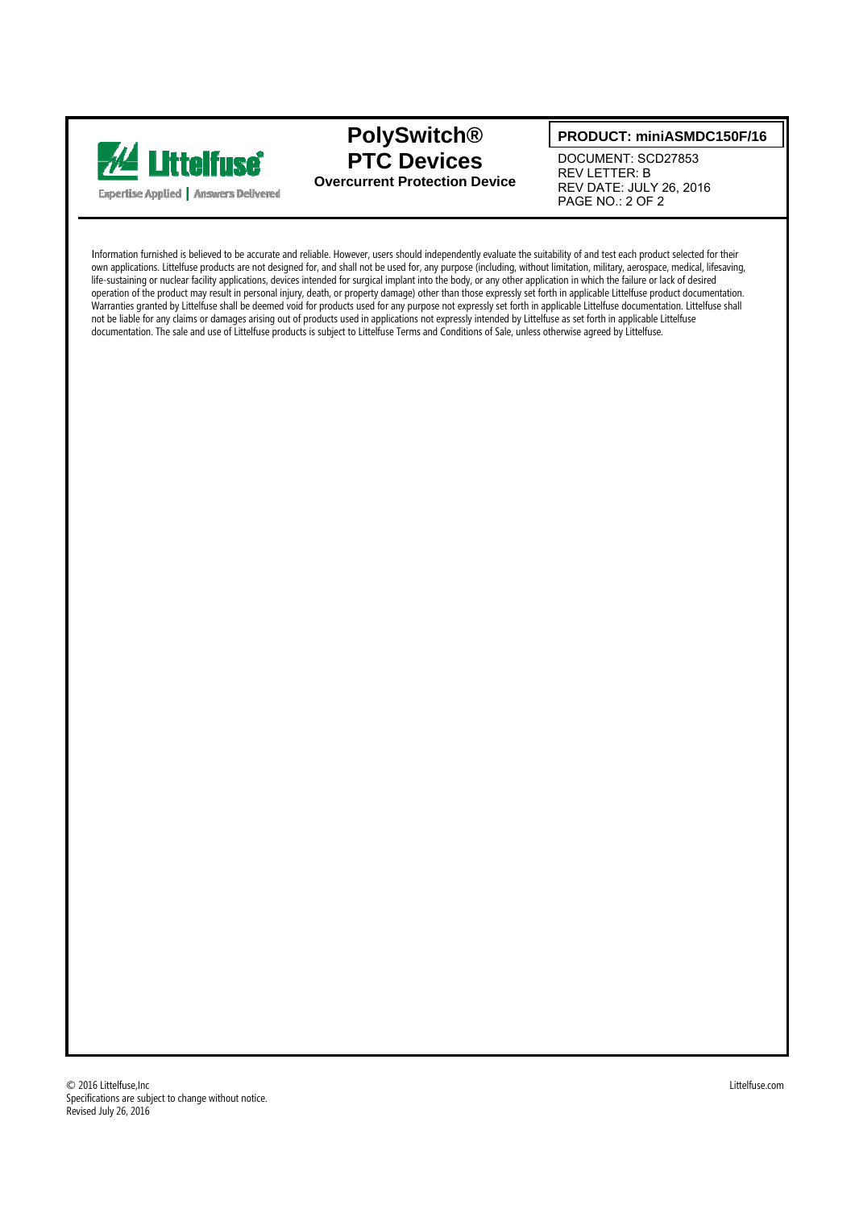# PolySwitch® PTC Devices

**Overcurrent Protection Device**

**PRODUCT: miniASMDC150F/16**

DOCUMENT: SCD27853
REV LETTER: B
REV DATE: JULY 26, 2016

Information furnished is believed to be accurate and reliable. However, users should independently evaluate the suitability of and test each product selected for their own applications. Littelfuse products are not designed for, and shall not be used for, any purpose (including, without limitation, military, aerospace, medical, lifesaving, life-sustaining or nuclear facility applications, devices intended for surgical implant into the body, or any other application in which the failure or lack of desired operation of the product may result in personal injury, death, or property damage) other than those expressly set forth in applicable Littelfuse product documentation. Warranties granted by Littelfuse shall be deemed void for products used for any purpose not expressly set forth in applicable Littelfuse documentation. Littelfuse shall not be liable for any claims or damages arising out of products used in applications not expressly intended by Littelfuse as set forth in applicable Littelfuse documentation. The sale and use of Littelfuse products is subject to Littelfuse Terms and Conditions of Sale, unless otherwise agreed by Littelfuse.

© 2016 Littelfuse,Inc
Specifications are subject to change without notice.
Revised July 26, 2016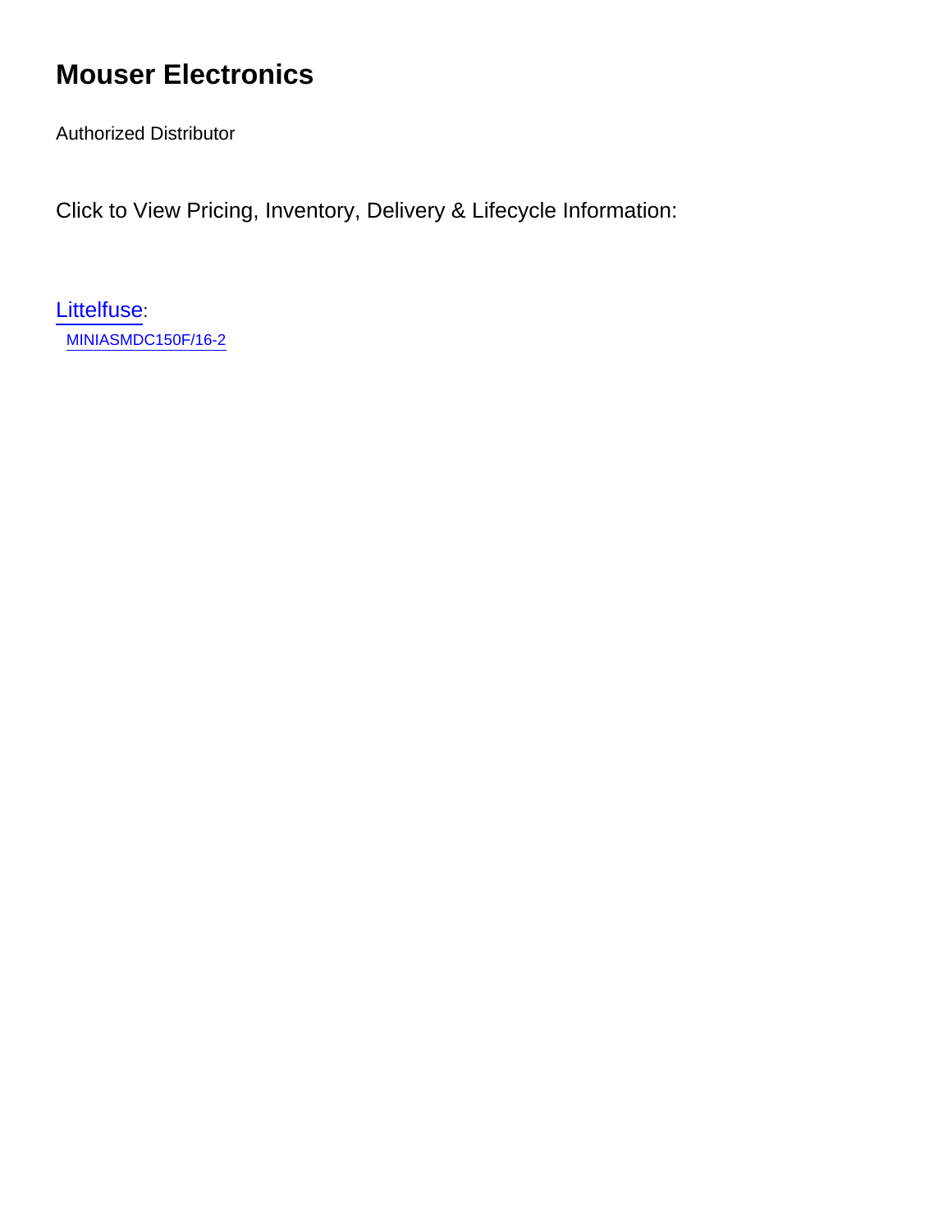# Mouser Electronics

Authorized Distributor

Click to View Pricing, Inventory, Delivery & Lifecycle Information:

Littelfuse:

MINIASMDC150F/16-2